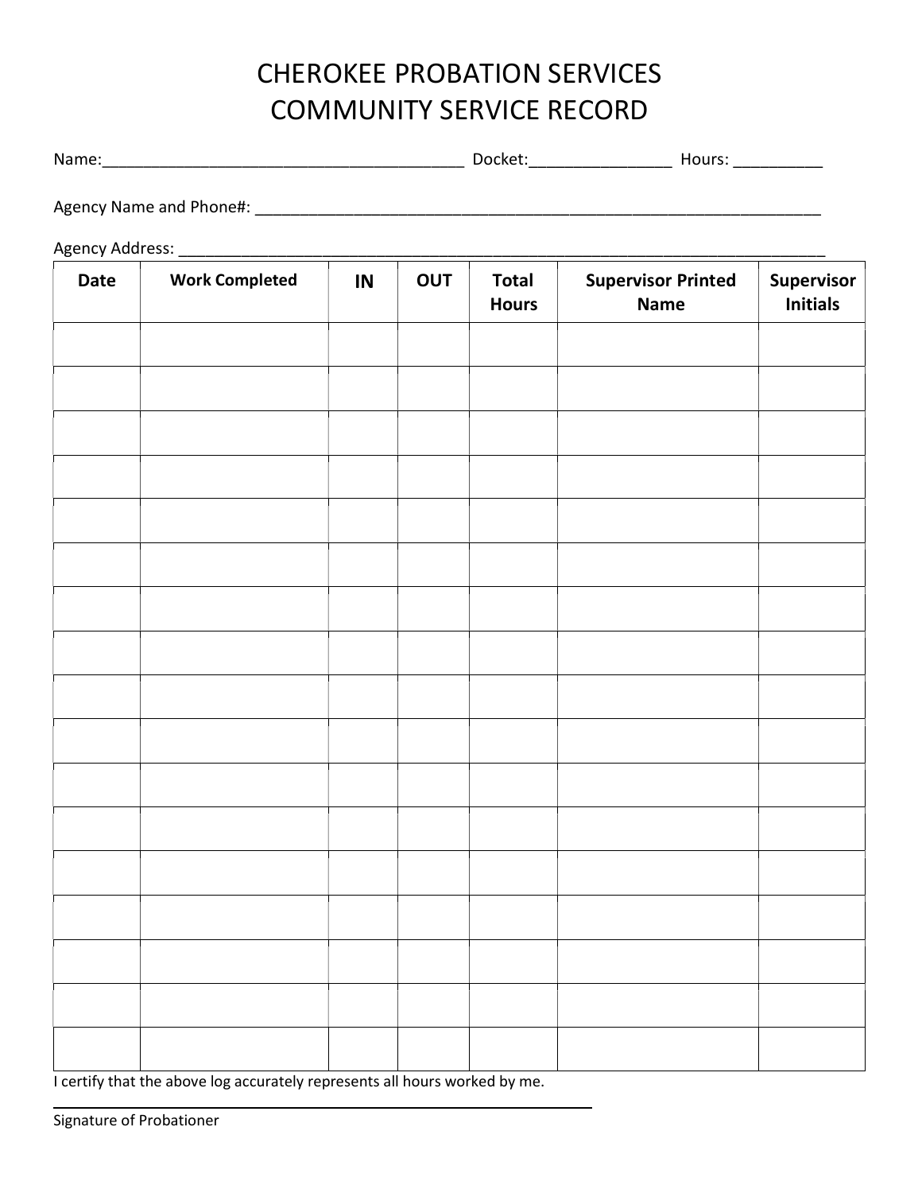# CHEROKEE PROBATION SERVICES
# COMMUNITY SERVICE RECORD

Name:\_\_\_\_\_\_\_\_\_\_\_\_\_\_\_\_\_\_\_\_\_\_\_\_\_\_\_\_\_\_\_\_\_\_\_\_\_\_\_\_\_\_ Docket:\_\_\_\_\_\_\_\_\_\_\_\_\_\_\_\_ Hours: \_\_\_\_\_\_\_\_\_\_

Agency Name and Phone#: \_\_\_\_\_\_\_\_\_\_\_\_\_\_\_\_\_\_\_\_\_\_\_\_\_\_\_\_\_\_\_\_\_\_\_\_\_\_\_\_\_\_\_\_\_\_\_\_\_\_\_\_\_\_\_\_\_\_\_\_\_\_\_\_

Agency Address: \_\_\_\_\_\_\_\_\_\_\_\_\_\_\_\_\_\_\_\_\_\_\_\_\_\_\_\_\_\_\_\_\_\_\_\_\_\_\_\_\_\_\_\_\_\_\_\_\_\_\_\_\_\_\_\_\_\_\_\_\_\_\_\_\_\_\_\_\_\_\_\_

| Date | Work Completed | IN | OUT | Total Hours | Supervisor Printed Name | Supervisor Initials |
|---|---|---|---|---|---|---|
| | | | | | | |
| | | | | | | |
| | | | | | | |
| | | | | | | |
| | | | | | | |
| | | | | | | |
| | | | | | | |
| | | | | | | |
| | | | | | | |
| | | | | | | |
| | | | | | | |
| | | | | | | |
| | | | | | | |
| | | | | | | |
| | | | | | | |
| | | | | | | |
| | | | | | | |

I certify that the above log accurately represents all hours worked by me.

\_\_\_\_\_\_\_\_\_\_\_\_\_\_\_\_\_\_\_\_\_\_\_\_\_\_\_\_\_\_\_\_\_\_\_\_\_\_\_\_\_\_\_\_\_\_\_\_\_\_\_\_\_\_\_\_

Signature of Probationer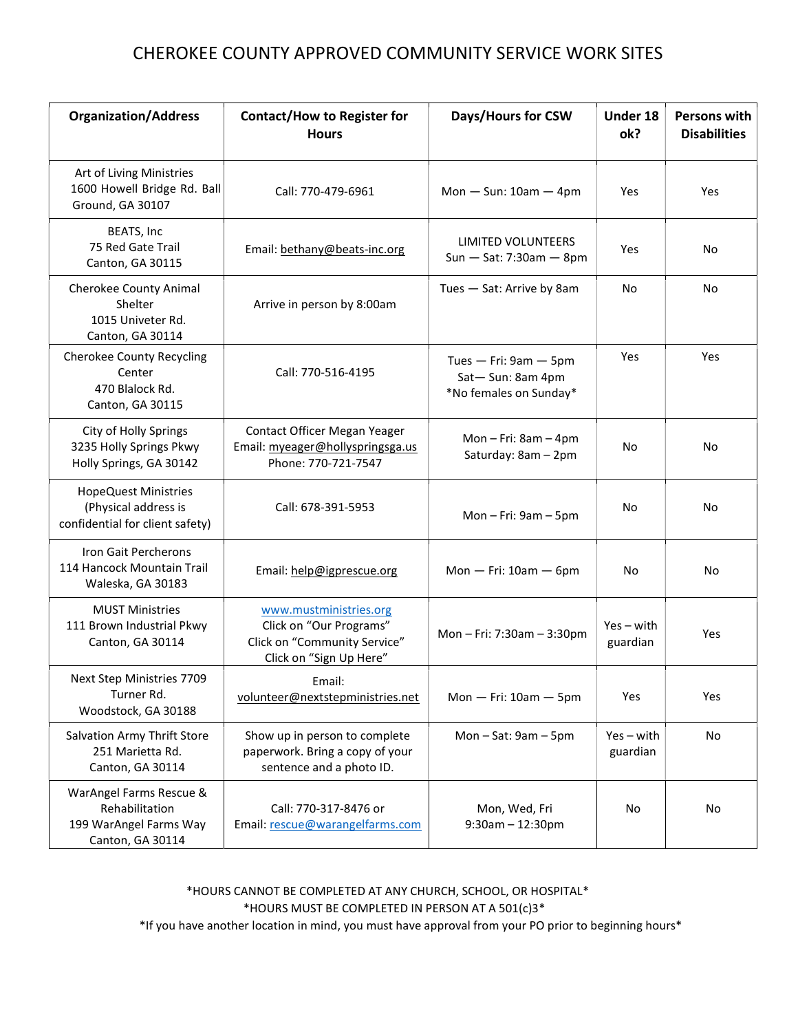# CHEROKEE COUNTY APPROVED COMMUNITY SERVICE WORK SITES

| Organization/Address | Contact/How to Register for Hours | Days/Hours for CSW | Under 18 ok? | Persons with Disabilities |
|---|---|---|---|---|
| Art of Living Ministries 1600 Howell Bridge Rd. Ball Ground, GA 30107 | Call: 770-479-6961 | Mon — Sun: 10am — 4pm | Yes | Yes |
| BEATS, Inc 75 Red Gate Trail Canton, GA 30115 | Email: bethany@beats-inc.org | LIMITED VOLUNTEERS Sun — Sat: 7:30am — 8pm | Yes | No |
| Cherokee County Animal Shelter 1015 Univeter Rd. Canton, GA 30114 | Arrive in person by 8:00am | Tues — Sat: Arrive by 8am | No | No |
| Cherokee County Recycling Center 470 Blalock Rd. Canton, GA 30115 | Call: 770-516-4195 | Tues — Fri: 9am — 5pm Sat— Sun: 8am 4pm *No females on Sunday* | Yes | Yes |
| City of Holly Springs 3235 Holly Springs Pkwy Holly Springs, GA 30142 | Contact Officer Megan Yeager Email: myeager@hollyspringsga.us Phone: 770-721-7547 | Mon – Fri: 8am – 4pm Saturday: 8am – 2pm | No | No |
| HopeQuest Ministries (Physical address is confidential for client safety) | Call: 678-391-5953 | Mon – Fri: 9am – 5pm | No | No |
| Iron Gait Percherons 114 Hancock Mountain Trail Waleska, GA 30183 | Email: help@igprescue.org | Mon — Fri: 10am — 6pm | No | No |
| MUST Ministries 111 Brown Industrial Pkwy Canton, GA 30114 | www.mustministries.org Click on "Our Programs" Click on "Community Service" Click on "Sign Up Here" | Mon – Fri: 7:30am – 3:30pm | Yes – with guardian | Yes |
| Next Step Ministries 7709 Turner Rd. Woodstock, GA 30188 | Email: volunteer@nextstepministries.net | Mon — Fri: 10am — 5pm | Yes | Yes |
| Salvation Army Thrift Store 251 Marietta Rd. Canton, GA 30114 | Show up in person to complete paperwork. Bring a copy of your sentence and a photo ID. | Mon – Sat: 9am – 5pm | Yes – with guardian | No |
| WarAngel Farms Rescue & Rehabilitation 199 WarAngel Farms Way Canton, GA 30114 | Call: 770-317-8476 or Email: rescue@warangelfarms.com | Mon, Wed, Fri 9:30am – 12:30pm | No | No |

*HOURS CANNOT BE COMPLETED AT ANY CHURCH, SCHOOL, OR HOSPITAL*

*HOURS MUST BE COMPLETED IN PERSON AT A 501(c)3*

*If you have another location in mind, you must have approval from your PO prior to beginning hours*